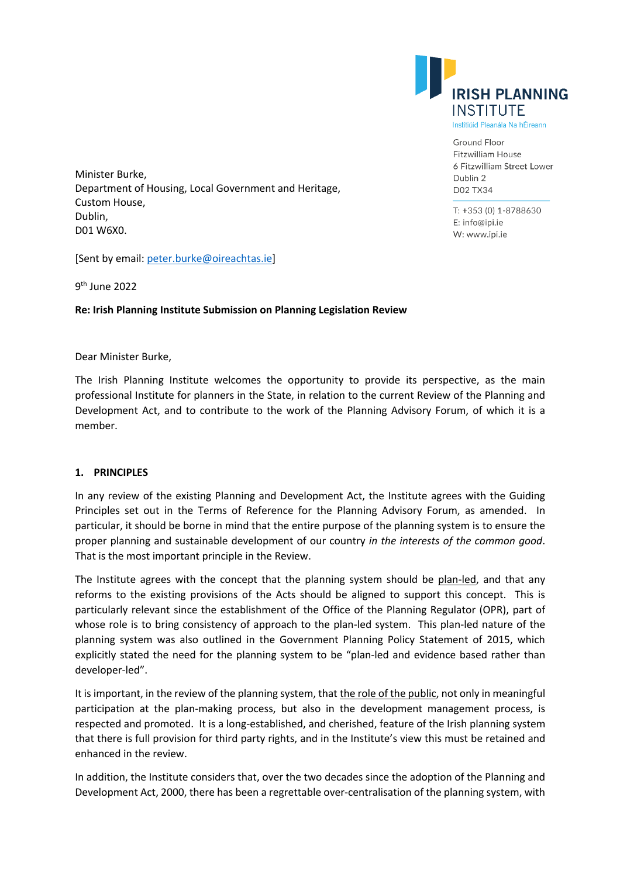IRISH PLANNING INSTITUTE
Institiúid Pleanála Na hÉireann

Ground Floor
Fitzwilliam House
6 Fitzwilliam Street Lower
Dublin 2
D02 TX34

T: +353 (0) 1-8788630
E: info@ipi.ie
W: www.ipi.ie

Minister Burke,
Department of Housing, Local Government and Heritage,
Custom House,
Dublin,
D01 W6X0.

[Sent by email: peter.burke@oireachtas.ie]

9th June 2022

**Re: Irish Planning Institute Submission on Planning Legislation Review**

Dear Minister Burke,

The Irish Planning Institute welcomes the opportunity to provide its perspective, as the main professional Institute for planners in the State, in relation to the current Review of the Planning and Development Act, and to contribute to the work of the Planning Advisory Forum, of which it is a member.

## 1. PRINCIPLES

In any review of the existing Planning and Development Act, the Institute agrees with the Guiding Principles set out in the Terms of Reference for the Planning Advisory Forum, as amended. In particular, it should be borne in mind that the entire purpose of the planning system is to ensure the proper planning and sustainable development of our country *in the interests of the common good*. That is the most important principle in the Review.

The Institute agrees with the concept that the planning system should be plan-led, and that any reforms to the existing provisions of the Acts should be aligned to support this concept. This is particularly relevant since the establishment of the Office of the Planning Regulator (OPR), part of whose role is to bring consistency of approach to the plan-led system. This plan-led nature of the planning system was also outlined in the Government Planning Policy Statement of 2015, which explicitly stated the need for the planning system to be "plan-led and evidence based rather than developer-led".

It is important, in the review of the planning system, that the role of the public, not only in meaningful participation at the plan-making process, but also in the development management process, is respected and promoted. It is a long-established, and cherished, feature of the Irish planning system that there is full provision for third party rights, and in the Institute's view this must be retained and enhanced in the review.

In addition, the Institute considers that, over the two decades since the adoption of the Planning and Development Act, 2000, there has been a regrettable over-centralisation of the planning system, with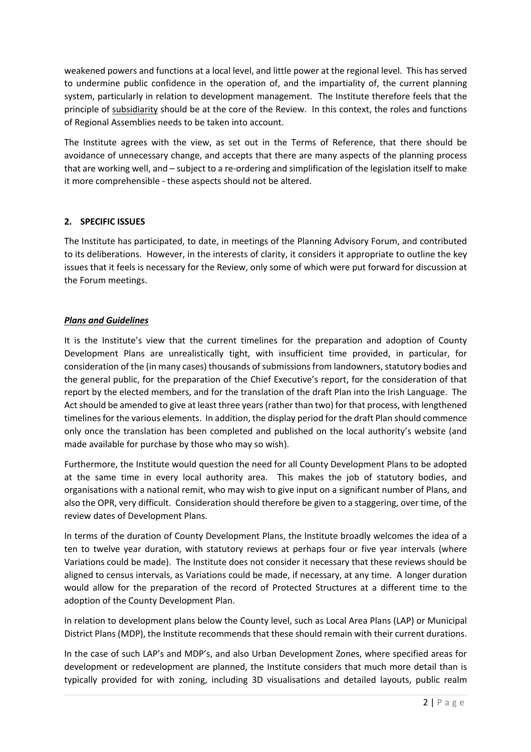weakened powers and functions at a local level, and little power at the regional level. This has served to undermine public confidence in the operation of, and the impartiality of, the current planning system, particularly in relation to development management. The Institute therefore feels that the principle of <u>subsidiarity</u> should be at the core of the Review. In this context, the roles and functions of Regional Assemblies needs to be taken into account.

The Institute agrees with the view, as set out in the Terms of Reference, that there should be avoidance of unnecessary change, and accepts that there are many aspects of the planning process that are working well, and – subject to a re-ordering and simplification of the legislation itself to make it more comprehensible - these aspects should not be altered.

## 2. SPECIFIC ISSUES

The Institute has participated, to date, in meetings of the Planning Advisory Forum, and contributed to its deliberations. However, in the interests of clarity, it considers it appropriate to outline the key issues that it feels is necessary for the Review, only some of which were put forward for discussion at the Forum meetings.

### ***Plans and Guidelines***

It is the Institute's view that the current timelines for the preparation and adoption of County Development Plans are unrealistically tight, with insufficient time provided, in particular, for consideration of the (in many cases) thousands of submissions from landowners, statutory bodies and the general public, for the preparation of the Chief Executive's report, for the consideration of that report by the elected members, and for the translation of the draft Plan into the Irish Language. The Act should be amended to give at least three years (rather than two) for that process, with lengthened timelines for the various elements. In addition, the display period for the draft Plan should commence only once the translation has been completed and published on the local authority's website (and made available for purchase by those who may so wish).

Furthermore, the Institute would question the need for all County Development Plans to be adopted at the same time in every local authority area. This makes the job of statutory bodies, and organisations with a national remit, who may wish to give input on a significant number of Plans, and also the OPR, very difficult. Consideration should therefore be given to a staggering, over time, of the review dates of Development Plans.

In terms of the duration of County Development Plans, the Institute broadly welcomes the idea of a ten to twelve year duration, with statutory reviews at perhaps four or five year intervals (where Variations could be made). The Institute does not consider it necessary that these reviews should be aligned to census intervals, as Variations could be made, if necessary, at any time. A longer duration would allow for the preparation of the record of Protected Structures at a different time to the adoption of the County Development Plan.

In relation to development plans below the County level, such as Local Area Plans (LAP) or Municipal District Plans (MDP), the Institute recommends that these should remain with their current durations.

In the case of such LAP's and MDP's, and also Urban Development Zones, where specified areas for development or redevelopment are planned, the Institute considers that much more detail than is typically provided for with zoning, including 3D visualisations and detailed layouts, public realm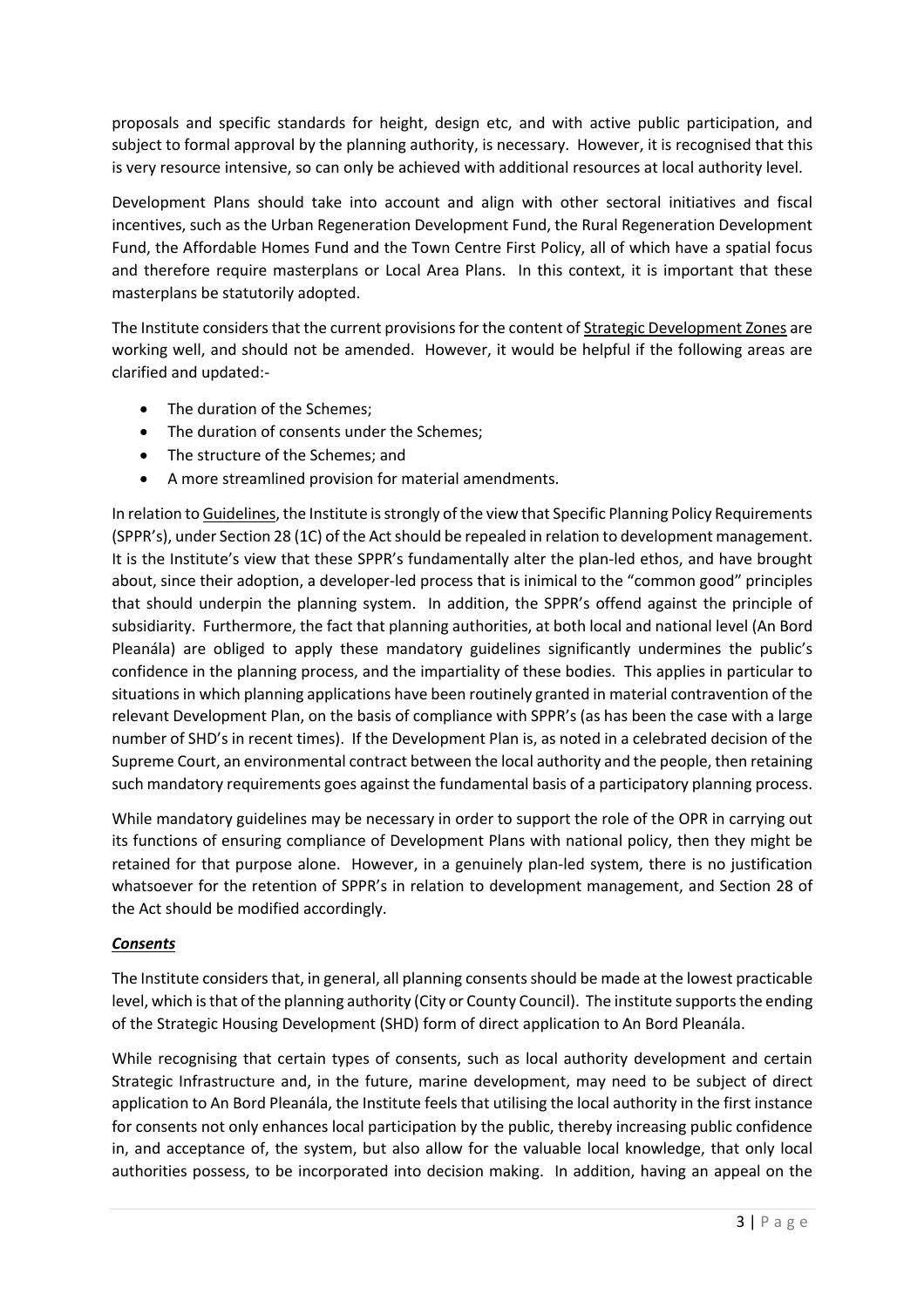proposals and specific standards for height, design etc, and with active public participation, and subject to formal approval by the planning authority, is necessary. However, it is recognised that this is very resource intensive, so can only be achieved with additional resources at local authority level.

Development Plans should take into account and align with other sectoral initiatives and fiscal incentives, such as the Urban Regeneration Development Fund, the Rural Regeneration Development Fund, the Affordable Homes Fund and the Town Centre First Policy, all of which have a spatial focus and therefore require masterplans or Local Area Plans. In this context, it is important that these masterplans be statutorily adopted.

The Institute considers that the current provisions for the content of Strategic Development Zones are working well, and should not be amended. However, it would be helpful if the following areas are clarified and updated:-

- The duration of the Schemes;
- The duration of consents under the Schemes;
- The structure of the Schemes; and
- A more streamlined provision for material amendments.

In relation to Guidelines, the Institute is strongly of the view that Specific Planning Policy Requirements (SPPR's), under Section 28 (1C) of the Act should be repealed in relation to development management. It is the Institute's view that these SPPR's fundamentally alter the plan-led ethos, and have brought about, since their adoption, a developer-led process that is inimical to the "common good" principles that should underpin the planning system. In addition, the SPPR's offend against the principle of subsidiarity. Furthermore, the fact that planning authorities, at both local and national level (An Bord Pleanála) are obliged to apply these mandatory guidelines significantly undermines the public's confidence in the planning process, and the impartiality of these bodies. This applies in particular to situations in which planning applications have been routinely granted in material contravention of the relevant Development Plan, on the basis of compliance with SPPR's (as has been the case with a large number of SHD's in recent times). If the Development Plan is, as noted in a celebrated decision of the Supreme Court, an environmental contract between the local authority and the people, then retaining such mandatory requirements goes against the fundamental basis of a participatory planning process.

While mandatory guidelines may be necessary in order to support the role of the OPR in carrying out its functions of ensuring compliance of Development Plans with national policy, then they might be retained for that purpose alone. However, in a genuinely plan-led system, there is no justification whatsoever for the retention of SPPR's in relation to development management, and Section 28 of the Act should be modified accordingly.

***Consents***

The Institute considers that, in general, all planning consents should be made at the lowest practicable level, which is that of the planning authority (City or County Council). The institute supports the ending of the Strategic Housing Development (SHD) form of direct application to An Bord Pleanála.

While recognising that certain types of consents, such as local authority development and certain Strategic Infrastructure and, in the future, marine development, may need to be subject of direct application to An Bord Pleanála, the Institute feels that utilising the local authority in the first instance for consents not only enhances local participation by the public, thereby increasing public confidence in, and acceptance of, the system, but also allow for the valuable local knowledge, that only local authorities possess, to be incorporated into decision making. In addition, having an appeal on the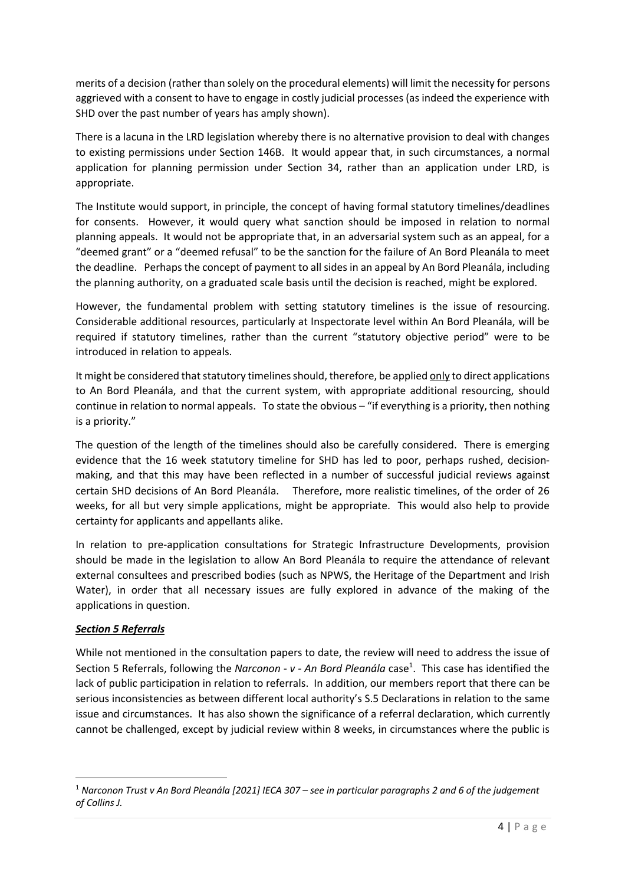merits of a decision (rather than solely on the procedural elements) will limit the necessity for persons aggrieved with a consent to have to engage in costly judicial processes (as indeed the experience with SHD over the past number of years has amply shown).

There is a lacuna in the LRD legislation whereby there is no alternative provision to deal with changes to existing permissions under Section 146B. It would appear that, in such circumstances, a normal application for planning permission under Section 34, rather than an application under LRD, is appropriate.

The Institute would support, in principle, the concept of having formal statutory timelines/deadlines for consents. However, it would query what sanction should be imposed in relation to normal planning appeals. It would not be appropriate that, in an adversarial system such as an appeal, for a "deemed grant" or a "deemed refusal" to be the sanction for the failure of An Bord Pleanála to meet the deadline. Perhaps the concept of payment to all sides in an appeal by An Bord Pleanála, including the planning authority, on a graduated scale basis until the decision is reached, might be explored.

However, the fundamental problem with setting statutory timelines is the issue of resourcing. Considerable additional resources, particularly at Inspectorate level within An Bord Pleanála, will be required if statutory timelines, rather than the current "statutory objective period" were to be introduced in relation to appeals.

It might be considered that statutory timelines should, therefore, be applied <u>only</u> to direct applications to An Bord Pleanála, and that the current system, with appropriate additional resourcing, should continue in relation to normal appeals. To state the obvious – "if everything is a priority, then nothing is a priority."

The question of the length of the timelines should also be carefully considered. There is emerging evidence that the 16 week statutory timeline for SHD has led to poor, perhaps rushed, decision-making, and that this may have been reflected in a number of successful judicial reviews against certain SHD decisions of An Bord Pleanála. Therefore, more realistic timelines, of the order of 26 weeks, for all but very simple applications, might be appropriate. This would also help to provide certainty for applicants and appellants alike.

In relation to pre-application consultations for Strategic Infrastructure Developments, provision should be made in the legislation to allow An Bord Pleanála to require the attendance of relevant external consultees and prescribed bodies (such as NPWS, the Heritage of the Department and Irish Water), in order that all necessary issues are fully explored in advance of the making of the applications in question.

***<u>Section 5 Referrals</u>***

While not mentioned in the consultation papers to date, the review will need to address the issue of Section 5 Referrals, following the *Narconon - v - An Bord Pleanála* case[1]. This case has identified the lack of public participation in relation to referrals. In addition, our members report that there can be serious inconsistencies as between different local authority's S.5 Declarations in relation to the same issue and circumstances. It has also shown the significance of a referral declaration, which currently cannot be challenged, except by judicial review within 8 weeks, in circumstances where the public is

---

[1] *Narconon Trust v An Bord Pleanála [2021] IECA 307 – see in particular paragraphs 2 and 6 of the judgement of Collins J.*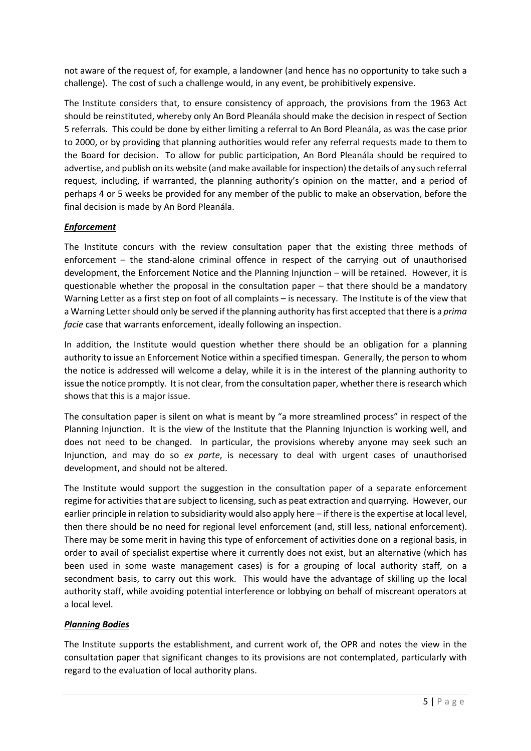not aware of the request of, for example, a landowner (and hence has no opportunity to take such a challenge). The cost of such a challenge would, in any event, be prohibitively expensive.

The Institute considers that, to ensure consistency of approach, the provisions from the 1963 Act should be reinstituted, whereby only An Bord Pleanála should make the decision in respect of Section 5 referrals. This could be done by either limiting a referral to An Bord Pleanála, as was the case prior to 2000, or by providing that planning authorities would refer any referral requests made to them to the Board for decision. To allow for public participation, An Bord Pleanála should be required to advertise, and publish on its website (and make available for inspection) the details of any such referral request, including, if warranted, the planning authority's opinion on the matter, and a period of perhaps 4 or 5 weeks be provided for any member of the public to make an observation, before the final decision is made by An Bord Pleanála.

***Enforcement***

The Institute concurs with the review consultation paper that the existing three methods of enforcement – the stand-alone criminal offence in respect of the carrying out of unauthorised development, the Enforcement Notice and the Planning Injunction – will be retained. However, it is questionable whether the proposal in the consultation paper – that there should be a mandatory Warning Letter as a first step on foot of all complaints – is necessary. The Institute is of the view that a Warning Letter should only be served if the planning authority has first accepted that there is a *prima facie* case that warrants enforcement, ideally following an inspection.

In addition, the Institute would question whether there should be an obligation for a planning authority to issue an Enforcement Notice within a specified timespan. Generally, the person to whom the notice is addressed will welcome a delay, while it is in the interest of the planning authority to issue the notice promptly. It is not clear, from the consultation paper, whether there is research which shows that this is a major issue.

The consultation paper is silent on what is meant by "a more streamlined process" in respect of the Planning Injunction. It is the view of the Institute that the Planning Injunction is working well, and does not need to be changed. In particular, the provisions whereby anyone may seek such an Injunction, and may do so *ex parte*, is necessary to deal with urgent cases of unauthorised development, and should not be altered.

The Institute would support the suggestion in the consultation paper of a separate enforcement regime for activities that are subject to licensing, such as peat extraction and quarrying. However, our earlier principle in relation to subsidiarity would also apply here – if there is the expertise at local level, then there should be no need for regional level enforcement (and, still less, national enforcement). There may be some merit in having this type of enforcement of activities done on a regional basis, in order to avail of specialist expertise where it currently does not exist, but an alternative (which has been used in some waste management cases) is for a grouping of local authority staff, on a secondment basis, to carry out this work. This would have the advantage of skilling up the local authority staff, while avoiding potential interference or lobbying on behalf of miscreant operators at a local level.

***Planning Bodies***

The Institute supports the establishment, and current work of, the OPR and notes the view in the consultation paper that significant changes to its provisions are not contemplated, particularly with regard to the evaluation of local authority plans.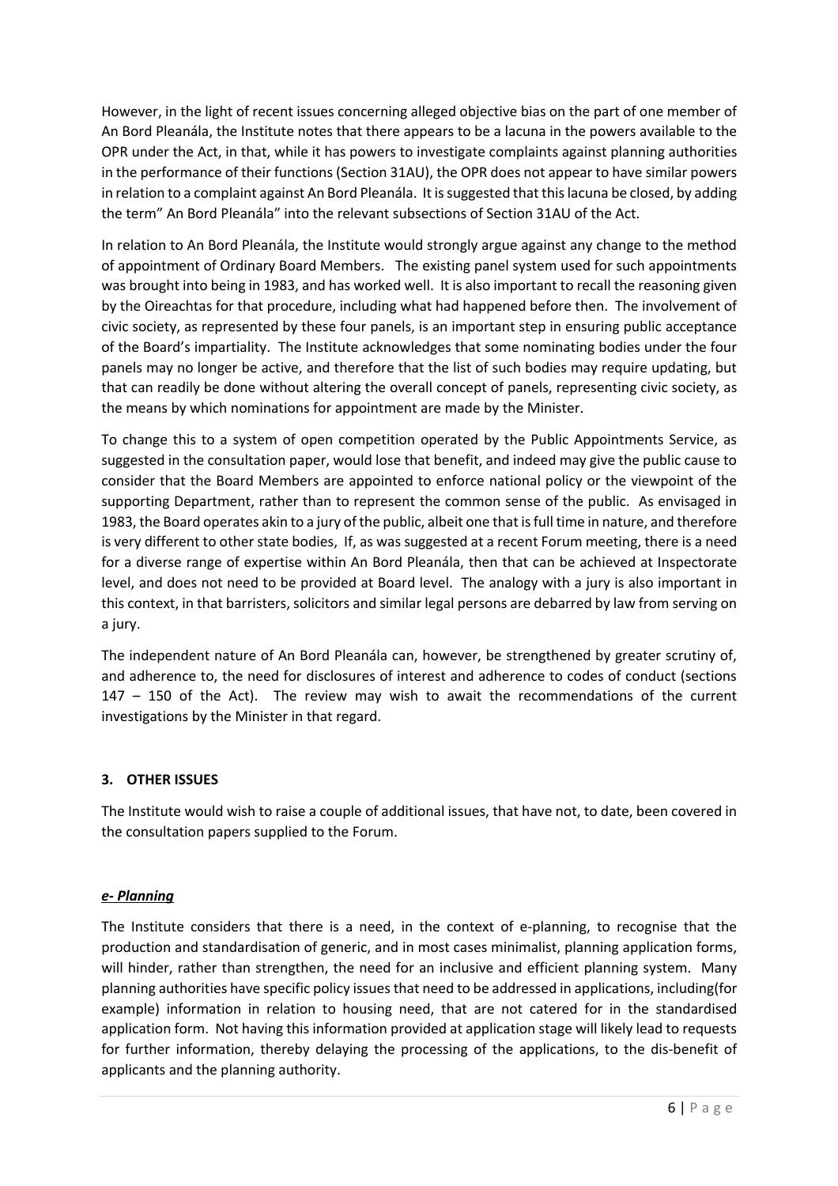However, in the light of recent issues concerning alleged objective bias on the part of one member of An Bord Pleanála, the Institute notes that there appears to be a lacuna in the powers available to the OPR under the Act, in that, while it has powers to investigate complaints against planning authorities in the performance of their functions (Section 31AU), the OPR does not appear to have similar powers in relation to a complaint against An Bord Pleanála. It is suggested that this lacuna be closed, by adding the term" An Bord Pleanála" into the relevant subsections of Section 31AU of the Act.

In relation to An Bord Pleanála, the Institute would strongly argue against any change to the method of appointment of Ordinary Board Members. The existing panel system used for such appointments was brought into being in 1983, and has worked well. It is also important to recall the reasoning given by the Oireachtas for that procedure, including what had happened before then. The involvement of civic society, as represented by these four panels, is an important step in ensuring public acceptance of the Board's impartiality. The Institute acknowledges that some nominating bodies under the four panels may no longer be active, and therefore that the list of such bodies may require updating, but that can readily be done without altering the overall concept of panels, representing civic society, as the means by which nominations for appointment are made by the Minister.

To change this to a system of open competition operated by the Public Appointments Service, as suggested in the consultation paper, would lose that benefit, and indeed may give the public cause to consider that the Board Members are appointed to enforce national policy or the viewpoint of the supporting Department, rather than to represent the common sense of the public. As envisaged in 1983, the Board operates akin to a jury of the public, albeit one that is full time in nature, and therefore is very different to other state bodies, If, as was suggested at a recent Forum meeting, there is a need for a diverse range of expertise within An Bord Pleanála, then that can be achieved at Inspectorate level, and does not need to be provided at Board level. The analogy with a jury is also important in this context, in that barristers, solicitors and similar legal persons are debarred by law from serving on a jury.

The independent nature of An Bord Pleanála can, however, be strengthened by greater scrutiny of, and adherence to, the need for disclosures of interest and adherence to codes of conduct (sections 147 – 150 of the Act). The review may wish to await the recommendations of the current investigations by the Minister in that regard.

## 3. OTHER ISSUES

The Institute would wish to raise a couple of additional issues, that have not, to date, been covered in the consultation papers supplied to the Forum.

### ***e- Planning***

The Institute considers that there is a need, in the context of e-planning, to recognise that the production and standardisation of generic, and in most cases minimalist, planning application forms, will hinder, rather than strengthen, the need for an inclusive and efficient planning system. Many planning authorities have specific policy issues that need to be addressed in applications, including(for example) information in relation to housing need, that are not catered for in the standardised application form. Not having this information provided at application stage will likely lead to requests for further information, thereby delaying the processing of the applications, to the dis-benefit of applicants and the planning authority.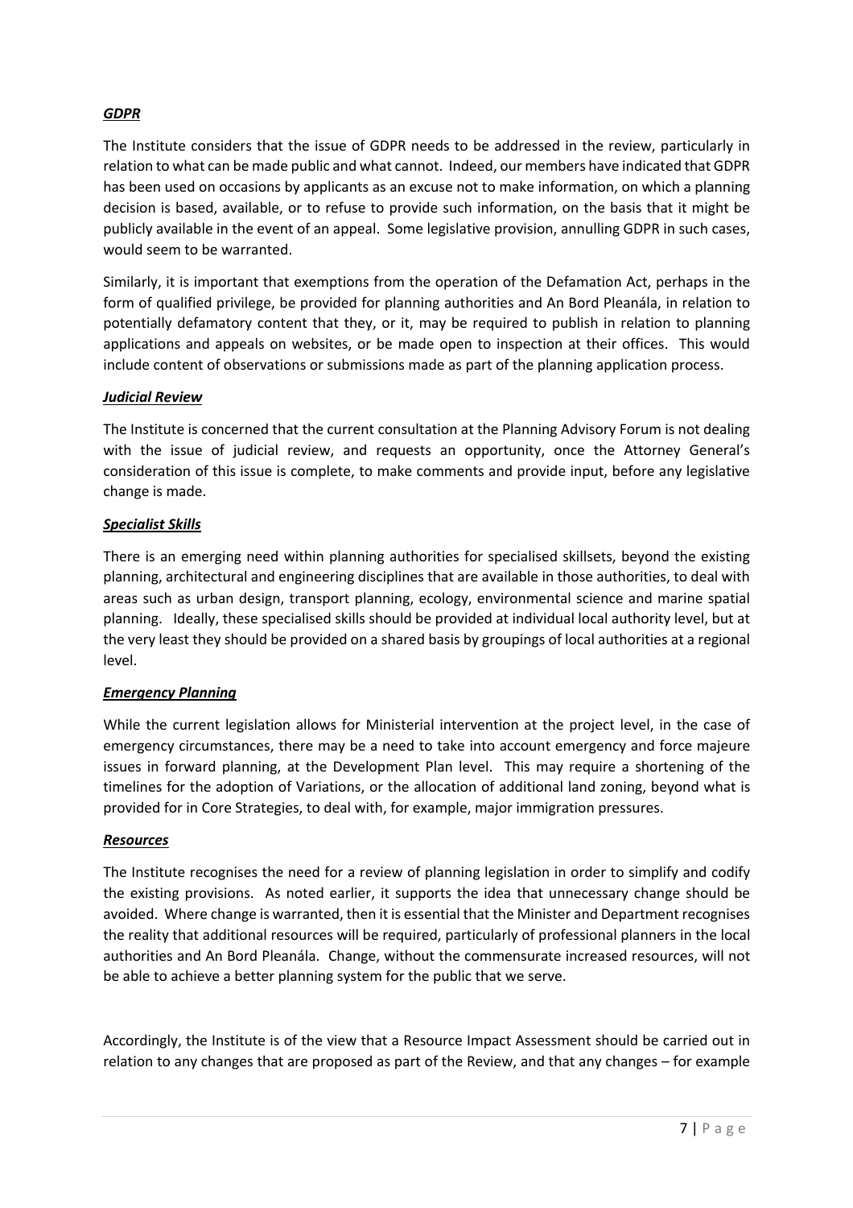***GDPR***

The Institute considers that the issue of GDPR needs to be addressed in the review, particularly in relation to what can be made public and what cannot. Indeed, our members have indicated that GDPR has been used on occasions by applicants as an excuse not to make information, on which a planning decision is based, available, or to refuse to provide such information, on the basis that it might be publicly available in the event of an appeal. Some legislative provision, annulling GDPR in such cases, would seem to be warranted.

Similarly, it is important that exemptions from the operation of the Defamation Act, perhaps in the form of qualified privilege, be provided for planning authorities and An Bord Pleanála, in relation to potentially defamatory content that they, or it, may be required to publish in relation to planning applications and appeals on websites, or be made open to inspection at their offices. This would include content of observations or submissions made as part of the planning application process.

***Judicial Review***

The Institute is concerned that the current consultation at the Planning Advisory Forum is not dealing with the issue of judicial review, and requests an opportunity, once the Attorney General's consideration of this issue is complete, to make comments and provide input, before any legislative change is made.

***Specialist Skills***

There is an emerging need within planning authorities for specialised skillsets, beyond the existing planning, architectural and engineering disciplines that are available in those authorities, to deal with areas such as urban design, transport planning, ecology, environmental science and marine spatial planning. Ideally, these specialised skills should be provided at individual local authority level, but at the very least they should be provided on a shared basis by groupings of local authorities at a regional level.

***Emergency Planning***

While the current legislation allows for Ministerial intervention at the project level, in the case of emergency circumstances, there may be a need to take into account emergency and force majeure issues in forward planning, at the Development Plan level. This may require a shortening of the timelines for the adoption of Variations, or the allocation of additional land zoning, beyond what is provided for in Core Strategies, to deal with, for example, major immigration pressures.

***Resources***

The Institute recognises the need for a review of planning legislation in order to simplify and codify the existing provisions. As noted earlier, it supports the idea that unnecessary change should be avoided. Where change is warranted, then it is essential that the Minister and Department recognises the reality that additional resources will be required, particularly of professional planners in the local authorities and An Bord Pleanála. Change, without the commensurate increased resources, will not be able to achieve a better planning system for the public that we serve.

Accordingly, the Institute is of the view that a Resource Impact Assessment should be carried out in relation to any changes that are proposed as part of the Review, and that any changes – for example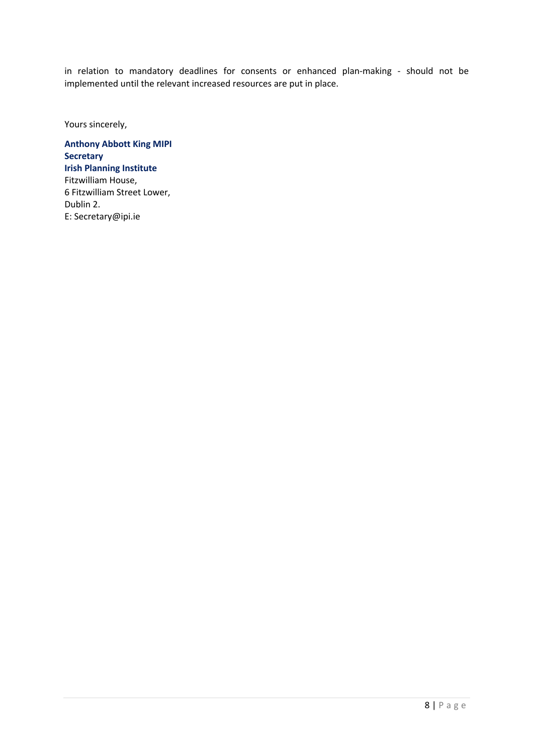in relation to mandatory deadlines for consents or enhanced plan-making - should not be implemented until the relevant increased resources are put in place.

Yours sincerely,

**Anthony Abbott King MIPI**
**Secretary**
**Irish Planning Institute**
Fitzwilliam House,
6 Fitzwilliam Street Lower,
Dublin 2.
E: Secretary@ipi.ie